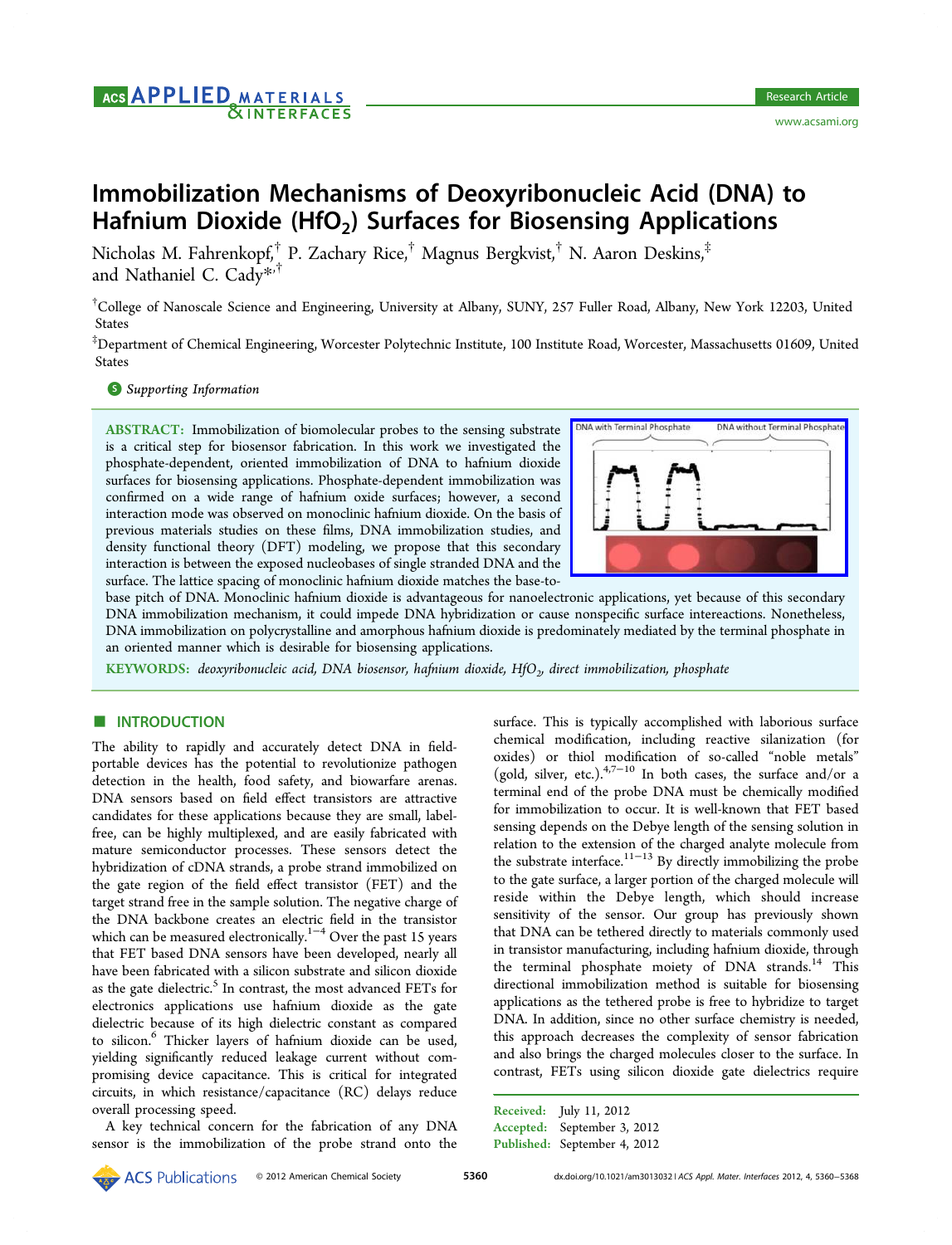# Immobilization Mechanisms of Deoxyribonucleic Acid (DNA) to Hafnium Dioxide ($HfO_2$) Surfaces for Biosensing Applications

Nicholas M. Fahrenkopf,[†] P. Zachary Rice,[†] Magnus Bergkvist,[†] N. Aaron Deskins,[‡] and Nathaniel C. Cady*,[†]

[†]College of Nanoscale Science and Engineering, University at Albany, SUNY, 257 Fuller Road, Albany, New York 12203, United States

[‡]Department of Chemical Engineering, Worcester Polytechnic Institute, 100 Institute Road, Worcester, Massachusetts 01609, United States

Supporting Information

**ABSTRACT:** Immobilization of biomolecular probes to the sensing substrate is a critical step for biosensor fabrication. In this work we investigated the phosphate-dependent, oriented immobilization of DNA to hafnium dioxide surfaces for biosensing applications. Phosphate-dependent immobilization was confirmed on a wide range of hafnium oxide surfaces; however, a second interaction mode was observed on monoclinic hafnium dioxide. On the basis of previous materials studies on these films, DNA immobilization studies, and density functional theory (DFT) modeling, we propose that this secondary interaction is between the exposed nucleobases of single stranded DNA and the surface. The lattice spacing of monoclinic hafnium dioxide matches the base-to-base pitch of DNA. Monoclinic hafnium dioxide is advantageous for nanoelectronic applications, yet because of this secondary DNA immobilization mechanism, it could impede DNA hybridization or cause nonspecific surface intereactions. Nonetheless, DNA immobilization on polycrystalline and amorphous hafnium dioxide is predominately mediated by the terminal phosphate in an oriented manner which is desirable for biosensing applications.

DNA with Terminal Phosphate | DNA without Terminal Phosphate

**KEYWORDS:** *deoxyribonucleic acid, DNA biosensor, hafnium dioxide, $HfO_2$, direct immobilization, phosphate*

## INTRODUCTION

The ability to rapidly and accurately detect DNA in field-portable devices has the potential to revolutionize pathogen detection in the health, food safety, and biowarfare arenas. DNA sensors based on field effect transistors are attractive candidates for these applications because they are small, label-free, can be highly multiplexed, and are easily fabricated with mature semiconductor processes. These sensors detect the hybridization of cDNA strands, a probe strand immobilized on the gate region of the field effect transistor (FET) and the target strand free in the sample solution. The negative charge of the DNA backbone creates an electric field in the transistor which can be measured electronically.[1−4] Over the past 15 years that FET based DNA sensors have been developed, nearly all have been fabricated with a silicon substrate and silicon dioxide as the gate dielectric.[5] In contrast, the most advanced FETs for electronics applications use hafnium dioxide as the gate dielectric because of its high dielectric constant as compared to silicon.[6] Thicker layers of hafnium dioxide can be used, yielding significantly reduced leakage current without compromising device capacitance. This is critical for integrated circuits, in which resistance/capacitance (RC) delays reduce overall processing speed.

A key technical concern for the fabrication of any DNA sensor is the immobilization of the probe strand onto the surface. This is typically accomplished with laborious surface chemical modification, including reactive silanization (for oxides) or thiol modification of so-called "noble metals" (gold, silver, etc.).[4,7−10] In both cases, the surface and/or a terminal end of the probe DNA must be chemically modified for immobilization to occur. It is well-known that FET based sensing depends on the Debye length of the sensing solution in relation to the extension of the charged analyte molecule from the substrate interface.[11−13] By directly immobilizing the probe to the gate surface, a larger portion of the charged molecule will reside within the Debye length, which should increase sensitivity of the sensor. Our group has previously shown that DNA can be tethered directly to materials commonly used in transistor manufacturing, including hafnium dioxide, through the terminal phosphate moiety of DNA strands.[14] This directional immobilization method is suitable for biosensing applications as the tethered probe is free to hybridize to target DNA. In addition, since no other surface chemistry is needed, this approach decreases the complexity of sensor fabrication and also brings the charged molecules closer to the surface. In contrast, FETs using silicon dioxide gate dielectrics require

Received: July 11, 2012
Accepted: September 3, 2012
Published: September 4, 2012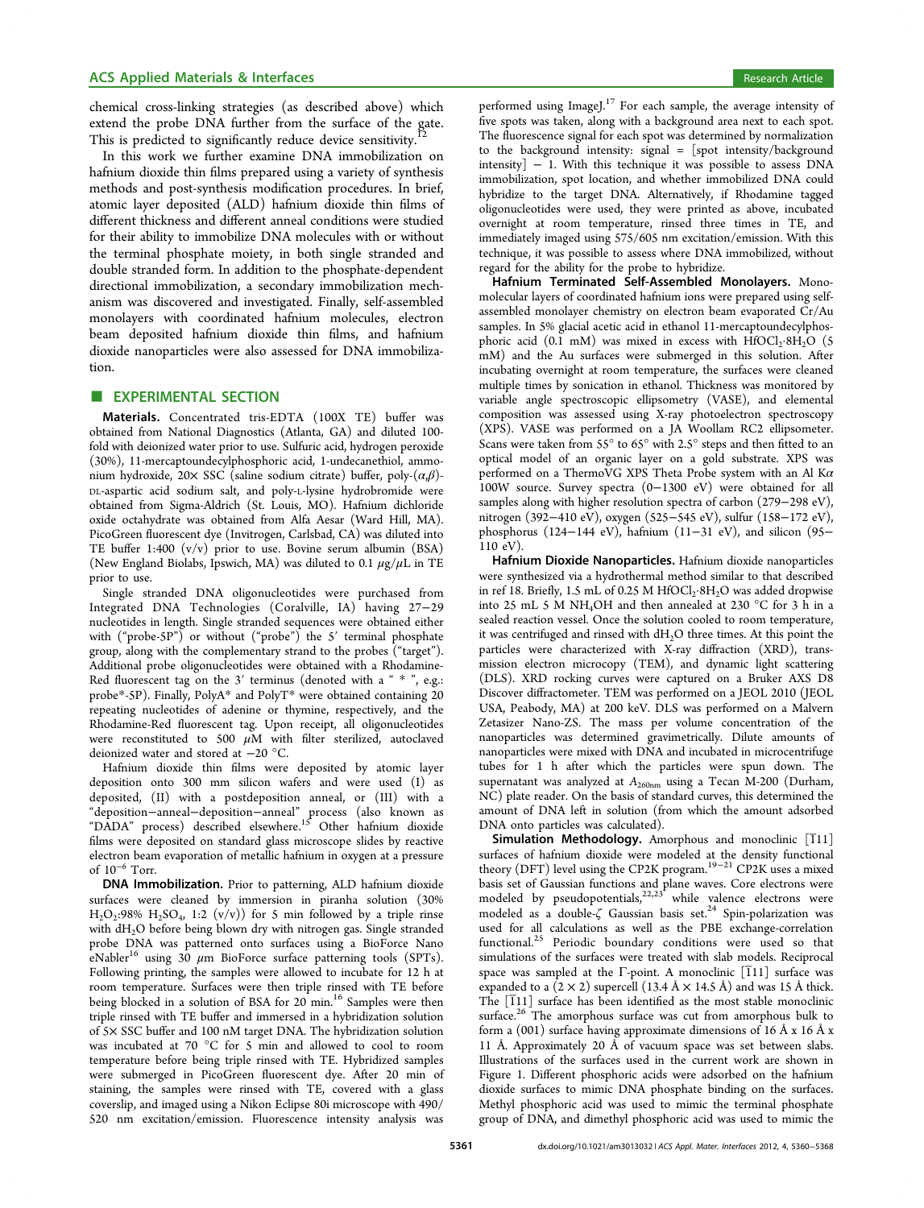chemical cross-linking strategies (as described above) which extend the probe DNA further from the surface of the gate. This is predicted to significantly reduce device sensitivity.[12]

In this work we further examine DNA immobilization on hafnium dioxide thin films prepared using a variety of synthesis methods and post-synthesis modification procedures. In brief, atomic layer deposited (ALD) hafnium dioxide thin films of different thickness and different anneal conditions were studied for their ability to immobilize DNA molecules with or without the terminal phosphate moiety, in both single stranded and double stranded form. In addition to the phosphate-dependent directional immobilization, a secondary immobilization mechanism was discovered and investigated. Finally, self-assembled monolayers with coordinated hafnium molecules, electron beam deposited hafnium dioxide thin films, and hafnium dioxide nanoparticles were also assessed for DNA immobilization.

## EXPERIMENTAL SECTION

**Materials.** Concentrated tris-EDTA (100X TE) buffer was obtained from National Diagnostics (Atlanta, GA) and diluted 100-fold with deionized water prior to use. Sulfuric acid, hydrogen peroxide (30%), 11-mercaptoundecylphosphoric acid, 1-undecanethiol, ammonium hydroxide, 20× SSC (saline sodium citrate) buffer, poly-($\alpha$,$\beta$)-DL-aspartic acid sodium salt, and poly-L-lysine hydrobromide were obtained from Sigma-Aldrich (St. Louis, MO). Hafnium dichloride oxide octahydrate was obtained from Alfa Aesar (Ward Hill, MA). PicoGreen fluorescent dye (Invitrogen, Carlsbad, CA) was diluted into TE buffer 1:400 (v/v) prior to use. Bovine serum albumin (BSA) (New England Biolabs, Ipswich, MA) was diluted to 0.1 $\mu$g/$\mu$L in TE prior to use.

Single stranded DNA oligonucleotides were purchased from Integrated DNA Technologies (Coralville, IA) having 27−29 nucleotides in length. Single stranded sequences were obtained either with ("probe-5P") or without ("probe") the 5′ terminal phosphate group, along with the complementary strand to the probes ("target"). Additional probe oligonucleotides were obtained with a Rhodamine-Red fluorescent tag on the 3′ terminus (denoted with a " * ", e.g.: probe*-5P). Finally, PolyA* and PolyT* were obtained containing 20 repeating nucleotides of adenine or thymine, respectively, and the Rhodamine-Red fluorescent tag. Upon receipt, all oligonucleotides were reconstituted to 500 $\mu$M with filter sterilized, autoclaved deionized water and stored at −20 °C.

Hafnium dioxide thin films were deposited by atomic layer deposition onto 300 mm silicon wafers and were used (I) as deposited, (II) with a postdeposition anneal, or (III) with a "deposition−anneal−deposition−anneal" process (also known as "DADA" process) described elsewhere.[15] Other hafnium dioxide films were deposited on standard glass microscope slides by reactive electron beam evaporation of metallic hafnium in oxygen at a pressure of $10^{-6}$ Torr.

**DNA Immobilization.** Prior to patterning, ALD hafnium dioxide surfaces were cleaned by immersion in piranha solution (30% $H_2O_2$:98% $H_2SO_4$, 1:2 (v/v)) for 5 min followed by a triple rinse with $dH_2O$ before being blown dry with nitrogen gas. Single stranded probe DNA was patterned onto surfaces using a BioForce Nano eNabler[16] using 30 $\mu$m BioForce surface patterning tools (SPTs). Following printing, the samples were allowed to incubate for 12 h at room temperature. Surfaces were then triple rinsed with TE before being blocked in a solution of BSA for 20 min.[16] Samples were then triple rinsed with TE buffer and immersed in a hybridization solution of 5× SSC buffer and 100 nM target DNA. The hybridization solution was incubated at 70 °C for 5 min and allowed to cool to room temperature before being triple rinsed with TE. Hybridized samples were submerged in PicoGreen fluorescent dye. After 20 min of staining, the samples were rinsed with TE, covered with a glass coverslip, and imaged using a Nikon Eclipse 80i microscope with 490/520 nm excitation/emission. Fluorescence intensity analysis was performed using ImageJ.[17] For each sample, the average intensity of five spots was taken, along with a background area next to each spot. The fluorescence signal for each spot was determined by normalization to the background intensity: signal = [spot intensity/background intensity] − 1. With this technique it was possible to assess DNA immobilization, spot location, and whether immobilized DNA could hybridize to the target DNA. Alternatively, if Rhodamine tagged oligonucleotides were used, they were printed as above, incubated overnight at room temperature, rinsed three times in TE, and immediately imaged using 575/605 nm excitation/emission. With this technique, it was possible to assess where DNA immobilized, without regard for the ability for the probe to hybridize.

**Hafnium Terminated Self-Assembled Monolayers.** Monomolecular layers of coordinated hafnium ions were prepared using self-assembled monolayer chemistry on electron beam evaporated Cr/Au samples. In 5% glacial acetic acid in ethanol 11-mercaptoundecylphosphoric acid (0.1 mM) was mixed in excess with $HfOCl_2·8H_2O$ (5 mM) and the Au surfaces were submerged in this solution. After incubating overnight at room temperature, the surfaces were cleaned multiple times by sonication in ethanol. Thickness was monitored by variable angle spectroscopic ellipsometry (VASE), and elemental composition was assessed using X-ray photoelectron spectroscopy (XPS). VASE was performed on a JA Woollam RC2 ellipsometer. Scans were taken from 55° to 65° with 2.5° steps and then fitted to an optical model of an organic layer on a gold substrate. XPS was performed on a ThermoVG XPS Theta Probe system with an Al K$\alpha$ 100W source. Survey spectra (0−1300 eV) were obtained for all samples along with higher resolution spectra of carbon (279−298 eV), nitrogen (392−410 eV), oxygen (525−545 eV), sulfur (158−172 eV), phosphorus (124−144 eV), hafnium (11−31 eV), and silicon (95−110 eV).

**Hafnium Dioxide Nanoparticles.** Hafnium dioxide nanoparticles were synthesized via a hydrothermal method similar to that described in ref 18. Briefly, 1.5 mL of 0.25 M $HfOCl_2·8H_2O$ was added dropwise into 25 mL 5 M $NH_4OH$ and then annealed at 230 °C for 3 h in a sealed reaction vessel. Once the solution cooled to room temperature, it was centrifuged and rinsed with $dH_2O$ three times. At this point the particles were characterized with X-ray diffraction (XRD), transmission electron micrcopy (TEM), and dynamic light scattering (DLS). XRD rocking curves were captured on a Bruker AXS D8 Discover diffractometer. TEM was performed on a JEOL 2010 (JEOL USA, Peabody, MA) at 200 keV. DLS was performed on a Malvern Zetasizer Nano-ZS. The mass per volume concentration of the nanoparticles was determined gravimetrically. Dilute amounts of nanoparticles were mixed with DNA and incubated in microcentrifuge tubes for 1 h after which the particles were spun down. The supernatant was analyzed at $A_{260nm}$ using a Tecan M-200 (Durham, NC) plate reader. On the basis of standard curves, this determined the amount of DNA left in solution (from which the amount adsorbed DNA onto particles was calculated).

**Simulation Methodology.** Amorphous and monoclinic [$\bar{1}$11] surfaces of hafnium dioxide were modeled at the density functional theory (DFT) level using the CP2K program.[19−21] CP2K uses a mixed basis set of Gaussian functions and plane waves. Core electrons were modeled by pseudopotentials,[22,23] while valence electrons were modeled as a double-$\zeta$ Gaussian basis set.[24] Spin-polarization was used for all calculations as well as the PBE exchange-correlation functional.[25] Periodic boundary conditions were used so that simulations of the surfaces were treated with slab models. Reciprocal space was sampled at the $\Gamma$-point. A monoclinic [$\bar{1}$11] surface was expanded to a (2 × 2) supercell (13.4 Å × 14.5 Å) and was 15 Å thick. The [$\bar{1}$11] surface has been identified as the most stable monoclinic surface.[26] The amorphous surface was cut from amorphous bulk to form a (001) surface having approximate dimensions of 16 Å x 16 Å x 11 Å. Approximately 20 Å of vacuum space was set between slabs. Illustrations of the surfaces used in the current work are shown in Figure 1. Different phosphoric acids were adsorbed on the hafnium dioxide surfaces to mimic DNA phosphate binding on the surfaces. Methyl phosphoric acid was used to mimic the terminal phosphate group of DNA, and dimethyl phosphoric acid was used to mimic the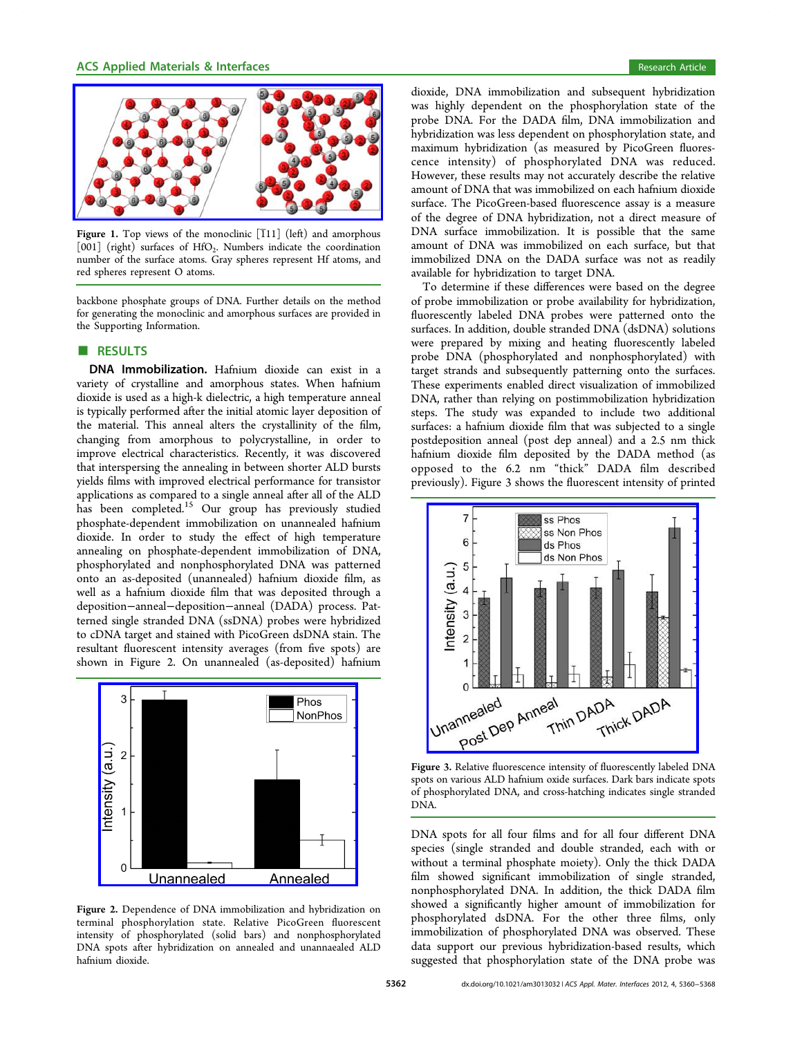Figure 1. Top views of the monoclinic [$\bar{1}$11] (left) and amorphous [001] (right) surfaces of $HfO_2$. Numbers indicate the coordination number of the surface atoms. Gray spheres represent Hf atoms, and red spheres represent O atoms.

backbone phosphate groups of DNA. Further details on the method for generating the monoclinic and amorphous surfaces are provided in the Supporting Information.

## RESULTS

**DNA Immobilization.** Hafnium dioxide can exist in a variety of crystalline and amorphous states. When hafnium dioxide is used as a high-k dielectric, a high temperature anneal is typically performed after the initial atomic layer deposition of the material. This anneal alters the crystallinity of the film, changing from amorphous to polycrystalline, in order to improve electrical characteristics. Recently, it was discovered that interspersing the annealing in between shorter ALD bursts yields films with improved electrical performance for transistor applications as compared to a single anneal after all of the ALD has been completed.[15] Our group has previously studied phosphate-dependent immobilization on unannealed hafnium dioxide. In order to study the effect of high temperature annealing on phosphate-dependent immobilization of DNA, phosphorylated and nonphosphorylated DNA was patterned onto an as-deposited (unannealed) hafnium dioxide film, as well as a hafnium dioxide film that was deposited through a deposition−anneal−deposition−anneal (DADA) process. Patterned single stranded DNA (ssDNA) probes were hybridized to cDNA target and stained with PicoGreen dsDNA stain. The resultant fluorescent intensity averages (from five spots) are shown in Figure 2. On unannealed (as-deposited) hafnium dioxide, DNA immobilization and subsequent hybridization was highly dependent on the phosphorylation state of the probe DNA. For the DADA film, DNA immobilization and hybridization was less dependent on phosphorylation state, and maximum hybridization (as measured by PicoGreen fluorescence intensity) of phosphorylated DNA was reduced. However, these results may not accurately describe the relative amount of DNA that was immobilized on each hafnium dioxide surface. The PicoGreen-based fluorescence assay is a measure of the degree of DNA hybridization, not a direct measure of DNA surface immobilization. It is possible that the same amount of DNA was immobilized on each surface, but that immobilized DNA on the DADA surface was not as readily available for hybridization to target DNA.

Figure 2. Dependence of DNA immobilization and hybridization on terminal phosphorylation state. Relative PicoGreen fluorescent intensity of phosphorylated (solid bars) and nonphosphorylated DNA spots after hybridization on annealed and unannealed ALD hafnium dioxide.

To determine if these differences were based on the degree of probe immobilization or probe availability for hybridization, fluorescently labeled DNA probes were patterned onto the surfaces. In addition, double stranded DNA (dsDNA) solutions were prepared by mixing and heating fluorescently labeled probe DNA (phosphorylated and nonphosphorylated) with target strands and subsequently patterning onto the surfaces. These experiments enabled direct visualization of immobilized DNA, rather than relying on postimmobilization hybridization steps. The study was expanded to include two additional surfaces: a hafnium dioxide film that was subjected to a single postdeposition anneal (post dep anneal) and a 2.5 nm thick hafnium dioxide film deposited by the DADA method (as opposed to the 6.2 nm "thick" DADA film described previously). Figure 3 shows the fluorescent intensity of printed DNA spots for all four films and for all four different DNA species (single stranded and double stranded, each with or without a terminal phosphate moiety). Only the thick DADA film showed significant immobilization of single stranded, nonphosphorylated DNA. In addition, the thick DADA film showed a significantly higher amount of immobilization for phosphorylated dsDNA. For the other three films, only immobilization of phosphorylated DNA was observed. These data support our previous hybridization-based results, which suggested that phosphorylation state of the DNA probe was

Figure 3. Relative fluorescence intensity of fluorescently labeled DNA spots on various ALD hafnium oxide surfaces. Dark bars indicate spots of phosphorylated DNA, and cross-hatching indicates single stranded DNA.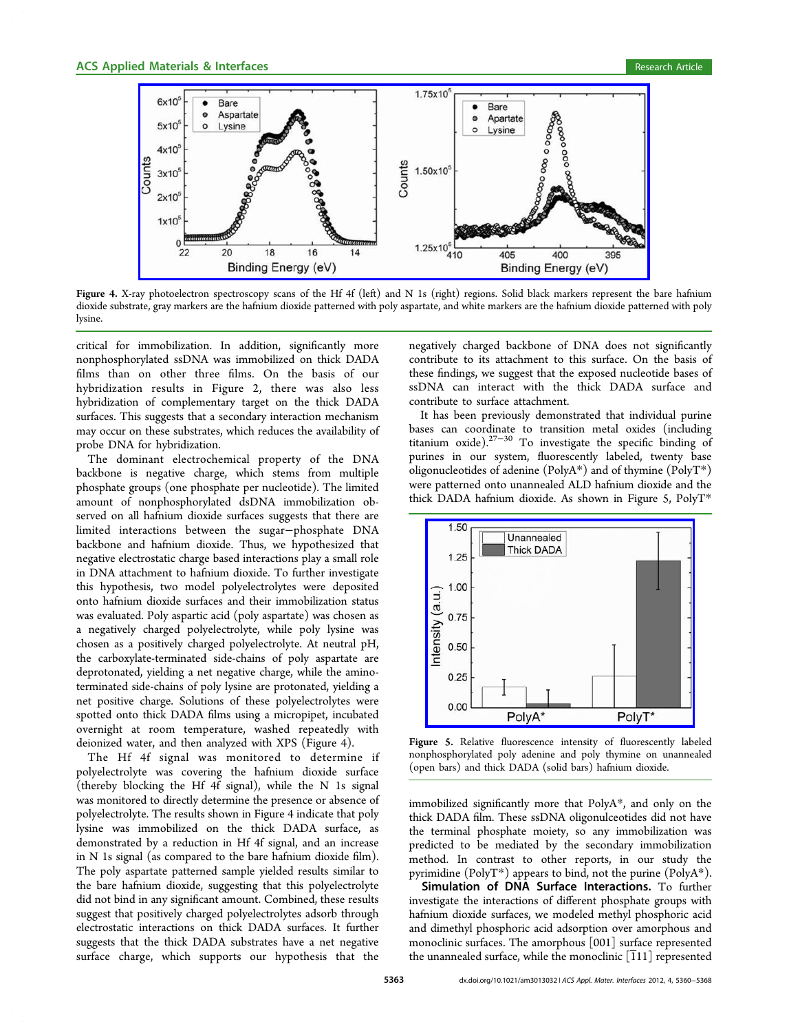Figure 4. X-ray photoelectron spectroscopy scans of the Hf 4f (left) and N 1s (right) regions. Solid black markers represent the bare hafnium dioxide substrate, gray markers are the hafnium dioxide patterned with poly aspartate, and white markers are the hafnium dioxide patterned with poly lysine.

critical for immobilization. In addition, significantly more nonphosphorylated ssDNA was immobilized on thick DADA films than on other three films. On the basis of our hybridization results in Figure 2, there was also less hybridization of complementary target on the thick DADA surfaces. This suggests that a secondary interaction mechanism may occur on these substrates, which reduces the availability of probe DNA for hybridization.

The dominant electrochemical property of the DNA backbone is negative charge, which stems from multiple phosphate groups (one phosphate per nucleotide). The limited amount of nonphosphorylated dsDNA immobilization observed on all hafnium dioxide surfaces suggests that there are limited interactions between the sugar−phosphate DNA backbone and hafnium dioxide. Thus, we hypothesized that negative electrostatic charge based interactions play a small role in DNA attachment to hafnium dioxide. To further investigate this hypothesis, two model polyelectrolytes were deposited onto hafnium dioxide surfaces and their immobilization status was evaluated. Poly aspartic acid (poly aspartate) was chosen as a negatively charged polyelectrolyte, while poly lysine was chosen as a positively charged polyelectrolyte. At neutral pH, the carboxylate-terminated side-chains of poly aspartate are deprotonated, yielding a net negative charge, while the amino-terminated side-chains of poly lysine are protonated, yielding a net positive charge. Solutions of these polyelectrolytes were spotted onto thick DADA films using a micropipet, incubated overnight at room temperature, washed repeatedly with deionized water, and then analyzed with XPS (Figure 4).

The Hf 4f signal was monitored to determine if polyelectrolyte was covering the hafnium dioxide surface (thereby blocking the Hf 4f signal), while the N 1s signal was monitored to directly determine the presence or absence of polyelectrolyte. The results shown in Figure 4 indicate that poly lysine was immobilized on the thick DADA surface, as demonstrated by a reduction in Hf 4f signal, and an increase in N 1s signal (as compared to the bare hafnium dioxide film). The poly aspartate patterned sample yielded results similar to the bare hafnium dioxide, suggesting that this polyelectrolyte did not bind in any significant amount. Combined, these results suggest that positively charged polyelectrolytes adsorb through electrostatic interactions on thick DADA surfaces. It further suggests that the thick DADA substrates have a net negative surface charge, which supports our hypothesis that the negatively charged backbone of DNA does not significantly contribute to its attachment to this surface. On the basis of these findings, we suggest that the exposed nucleotide bases of ssDNA can interact with the thick DADA surface and contribute to surface attachment.

It has been previously demonstrated that individual purine bases can coordinate to transition metal oxides (including titanium oxide).[27−30] To investigate the specific binding of purines in our system, fluorescently labeled, twenty base oligonucleotides of adenine (PolyA*) and of thymine (PolyT*) were patterned onto unannealed ALD hafnium dioxide and the thick DADA hafnium dioxide. As shown in Figure 5, PolyT* immobilized significantly more that PolyA*, and only on the thick DADA film. These ssDNA oligonulceotides did not have the terminal phosphate moiety, so any immobilization was predicted to be mediated by the secondary immobilization method. In contrast to other reports, in our study the pyrimidine (PolyT*) appears to bind, not the purine (PolyA*).

Figure 5. Relative fluorescence intensity of fluorescently labeled nonphosphorylated poly adenine and poly thymine on unannealed (open bars) and thick DADA (solid bars) hafnium dioxide.

**Simulation of DNA Surface Interactions.** To further investigate the interactions of different phosphate groups with hafnium dioxide surfaces, we modeled methyl phosphoric acid and dimethyl phosphoric acid adsorption over amorphous and monoclinic surfaces. The amorphous [001] surface represented the unannealed surface, while the monoclinic [$\bar{1}$11] represented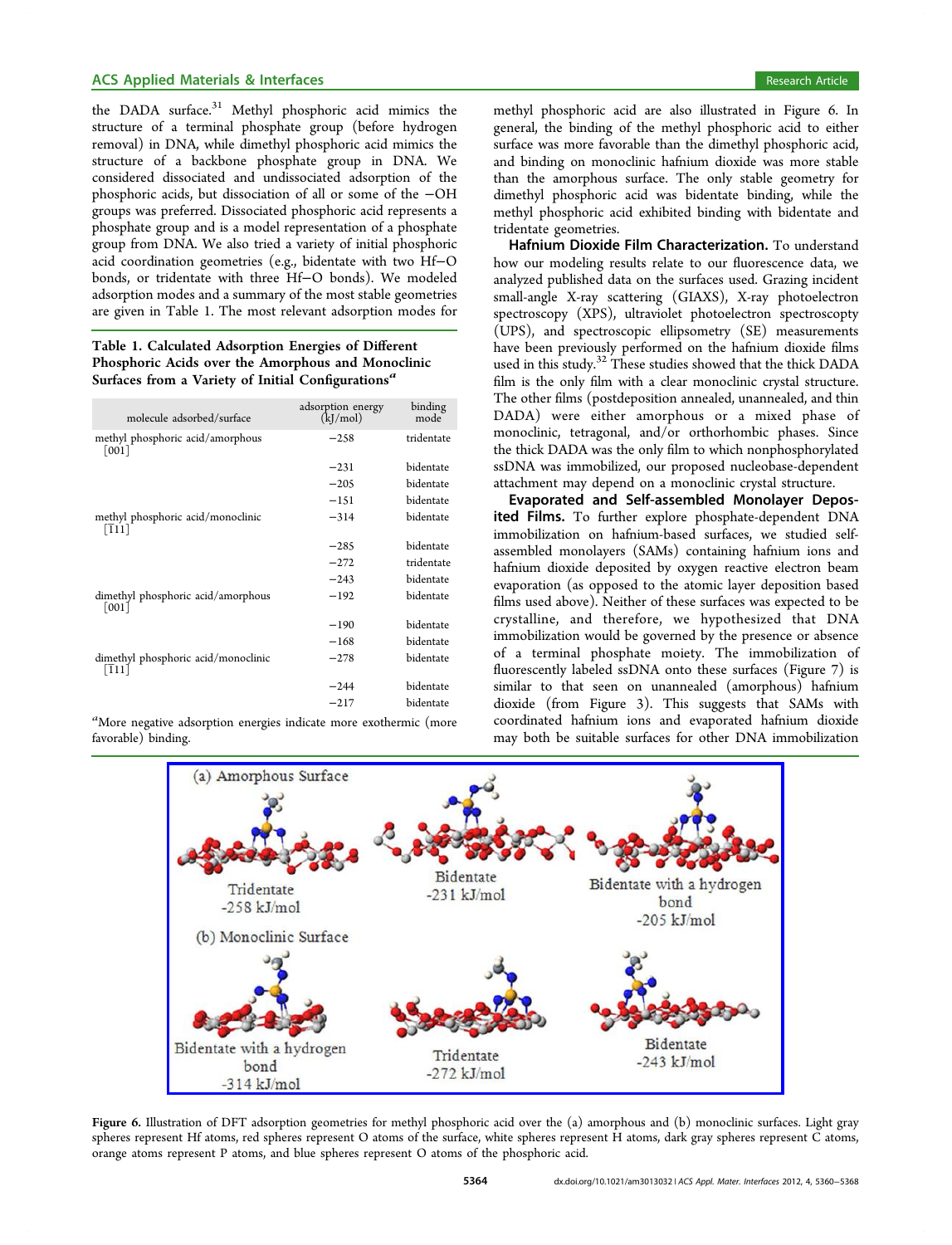the DADA surface.[31] Methyl phosphoric acid mimics the structure of a terminal phosphate group (before hydrogen removal) in DNA, while dimethyl phosphoric acid mimics the structure of a backbone phosphate group in DNA. We considered dissociated and undissociated adsorption of the phosphoric acids, but dissociation of all or some of the −OH groups was preferred. Dissociated phosphoric acid represents a phosphate group and is a model representation of a phosphate group from DNA. We also tried a variety of initial phosphoric acid coordination geometries (e.g., bidentate with two Hf−O bonds, or tridentate with three Hf−O bonds). We modeled adsorption modes and a summary of the most stable geometries are given in Table 1. The most relevant adsorption modes for methyl phosphoric acid are also illustrated in Figure 6. In general, the binding of the methyl phosphoric acid to either surface was more favorable than the dimethyl phosphoric acid, and binding on monoclinic hafnium dioxide was more stable than the amorphous surface. The only stable geometry for dimethyl phosphoric acid was bidentate binding, while the methyl phosphoric acid exhibited binding with bidentate and tridentate geometries.

**Table 1. Calculated Adsorption Energies of Different Phosphoric Acids over the Amorphous and Monoclinic Surfaces from a Variety of Initial Configurations**[a]

| molecule adsorbed/surface | adsorption energy (kJ/mol) | binding mode |
|---|---|---|
| methyl phosphoric acid/amorphous [001] | −258 | tridentate |
| | −231 | bidentate |
| | −205 | bidentate |
| | −151 | bidentate |
| methyl phosphoric acid/monoclinic [$\bar{1}$11] | −314 | bidentate |
| | −285 | bidentate |
| | −272 | tridentate |
| | −243 | bidentate |
| dimethyl phosphoric acid/amorphous [001] | −192 | bidentate |
| | −190 | bidentate |
| | −168 | bidentate |
| dimethyl phosphoric acid/monoclinic [$\bar{1}$11] | −278 | bidentate |
| | −244 | bidentate |
| | −217 | bidentate |

[a]More negative adsorption energies indicate more exothermic (more favorable) binding.

**Hafnium Dioxide Film Characterization.** To understand how our modeling results relate to our fluorescence data, we analyzed published data on the surfaces used. Grazing incident small-angle X-ray scattering (GIAXS), X-ray photoelectron spectroscopy (XPS), ultraviolet photoelectron spectroscopty (UPS), and spectroscopic ellipsometry (SE) measurements have been previously performed on the hafnium dioxide films used in this study.[32] These studies showed that the thick DADA film is the only film with a clear monoclinic crystal structure. The other films (postdeposition annealed, unannealed, and thin DADA) were either amorphous or a mixed phase of monoclinic, tetragonal, and/or orthorhombic phases. Since the thick DADA was the only film to which nonphosphorylated ssDNA was immobilized, our proposed nucleobase-dependent attachment may depend on a monoclinic crystal structure.

**Evaporated and Self-assembled Monolayer Deposited Films.** To further explore phosphate-dependent DNA immobilization on hafnium-based surfaces, we studied self-assembled monolayers (SAMs) containing hafnium ions and hafnium dioxide deposited by oxygen reactive electron beam evaporation (as opposed to the atomic layer deposition based films used above). Neither of these surfaces was expected to be crystalline, and therefore, we hypothesized that DNA immobilization would be governed by the presence or absence of a terminal phosphate moiety. The immobilization of fluorescently labeled ssDNA onto these surfaces (Figure 7) is similar to that seen on unannealed (amorphous) hafnium dioxide (from Figure 3). This suggests that SAMs with coordinated hafnium ions and evaporated hafnium dioxide may both be suitable surfaces for other DNA immobilization

Figure 6. Illustration of DFT adsorption geometries for methyl phosphoric acid over the (a) amorphous and (b) monoclinic surfaces. Light gray spheres represent Hf atoms, red spheres represent O atoms of the surface, white spheres represent H atoms, dark gray spheres represent C atoms, orange atoms represent P atoms, and blue spheres represent O atoms of the phosphoric acid.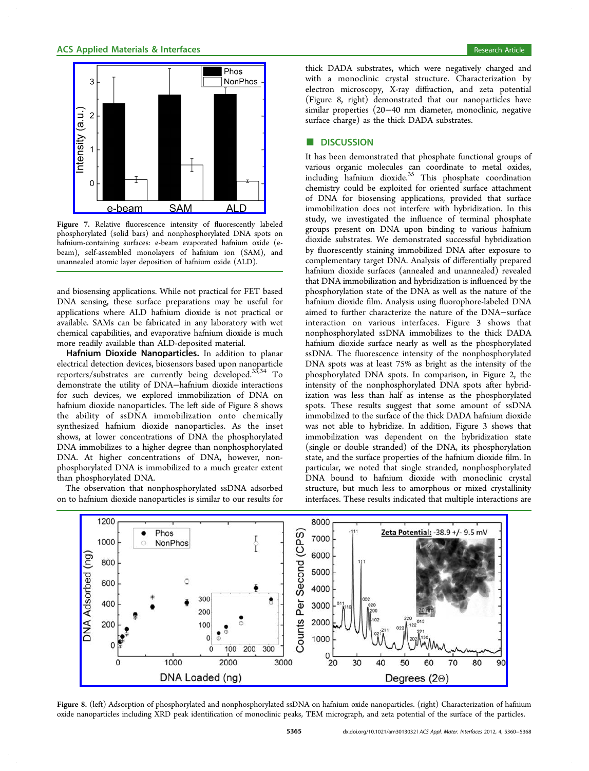Figure 7. Relative fluorescence intensity of fluorescently labeled phosphorylated (solid bars) and nonphosphorylated DNA spots on hafnium-containing surfaces: e-beam evaporated hafnium oxide (e-beam), self-assembled monolayers of hafnium ion (SAM), and unannealed atomic layer deposition of hafnium oxide (ALD).

and biosensing applications. While not practical for FET based DNA sensing, these surface preparations may be useful for applications where ALD hafnium dioxide is not practical or available. SAMs can be fabricated in any laboratory with wet chemical capabilities, and evaporative hafnium dioxide is much more readily available than ALD-deposited material.

**Hafnium Dioxide Nanoparticles.** In addition to planar electrical detection devices, biosensors based upon nanoparticle reporters/substrates are currently being developed.[33,34] To demonstrate the utility of DNA–hafnium dioxide interactions for such devices, we explored immobilization of DNA on hafnium dioxide nanoparticles. The left side of Figure 8 shows the ability of ssDNA immobilization onto chemically synthesized hafnium dioxide nanoparticles. As the inset shows, at lower concentrations of DNA the phosphorylated DNA immobilizes to a higher degree than nonphosphorylated DNA. At higher concentrations of DNA, however, nonphosphorylated DNA is immobilized to a much greater extent than phosphorylated DNA.

The observation that nonphosphorylated ssDNA adsorbed on to hafnium dioxide nanoparticles is similar to our results for thick DADA substrates, which were negatively charged and with a monoclinic crystal structure. Characterization by electron microscopy, X-ray diffraction, and zeta potential (Figure 8, right) demonstrated that our nanoparticles have similar properties (20–40 nm diameter, monoclinic, negative surface charge) as the thick DADA substrates.

## DISCUSSION

It has been demonstrated that phosphate functional groups of various organic molecules can coordinate to metal oxides, including hafnium dioxide.[35] This phosphate coordination chemistry could be exploited for oriented surface attachment of DNA for biosensing applications, provided that surface immobilization does not interfere with hybridization. In this study, we investigated the influence of terminal phosphate groups present on DNA upon binding to various hafnium dioxide substrates. We demonstrated successful hybridization by fluorescently staining immobilized DNA after exposure to complementary target DNA. Analysis of differentially prepared hafnium dioxide surfaces (annealed and unannealed) revealed that DNA immobilization and hybridization is influenced by the phosphorylation state of the DNA as well as the nature of the hafnium dioxide film. Analysis using fluorophore-labeled DNA aimed to further characterize the nature of the DNA–surface interaction on various interfaces. Figure 3 shows that nonphosphorylated ssDNA immobilizes to the thick DADA hafnium dioxide surface nearly as well as the phosphorylated ssDNA. The fluorescence intensity of the nonphosphorylated DNA spots was at least 75% as bright as the intensity of the phosphorylated DNA spots. In comparison, in Figure 2, the intensity of the nonphosphorylated DNA spots after hybridization was less than half as intense as the phosphorylated spots. These results suggest that some amount of ssDNA immobilized to the surface of the thick DADA hafnium dioxide was not able to hybridize. In addition, Figure 3 shows that immobilization was dependent on the hybridization state (single or double stranded) of the DNA, its phosphorylation state, and the surface properties of the hafnium dioxide film. In particular, we noted that single stranded, nonphosphorylated DNA bound to hafnium dioxide with monoclinic crystal structure, but much less to amorphous or mixed crystallinity interfaces. These results indicated that multiple interactions are

Figure 8. (left) Adsorption of phosphorylated and nonphosphorylated ssDNA on hafnium oxide nanoparticles. (right) Characterization of hafnium oxide nanoparticles including XRD peak identification of monoclinic peaks, TEM micrograph, and zeta potential of the surface of the particles.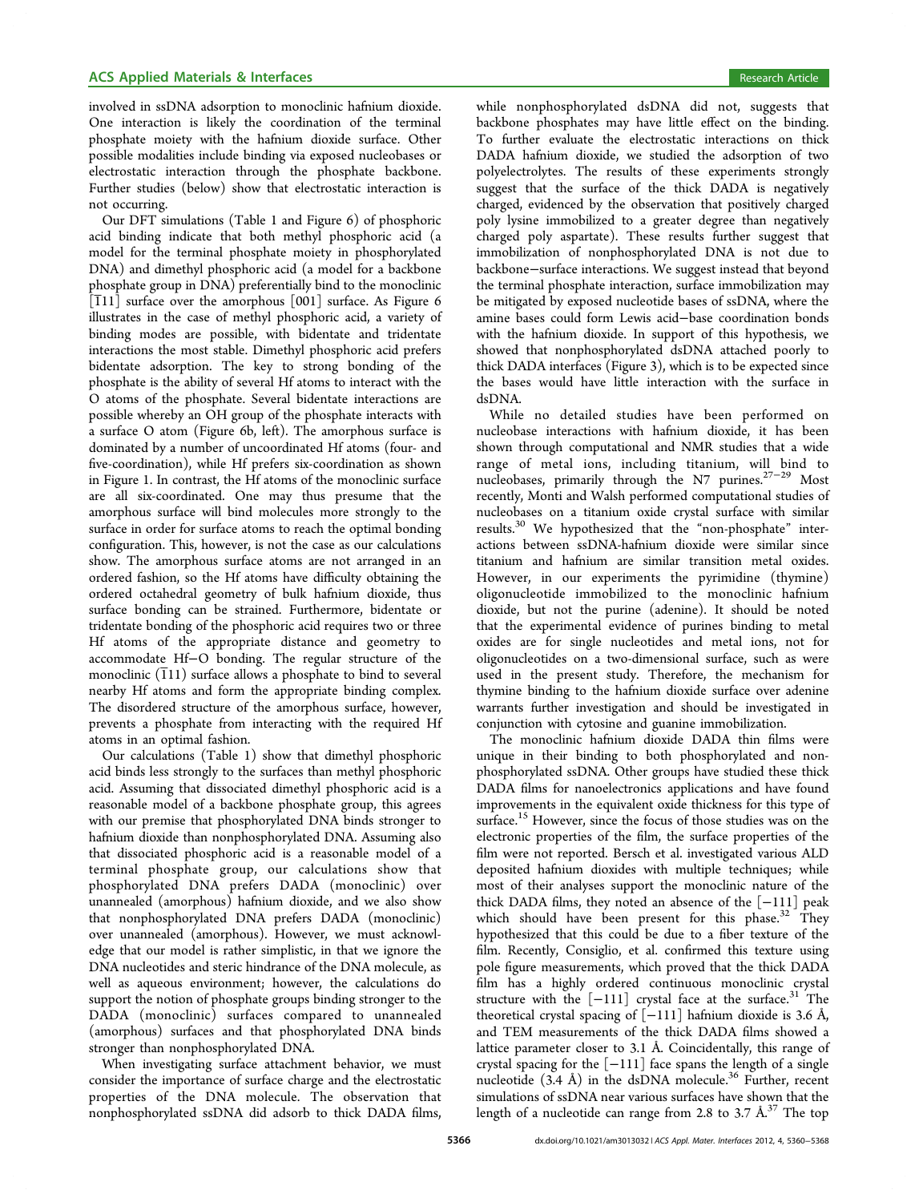involved in ssDNA adsorption to monoclinic hafnium dioxide. One interaction is likely the coordination of the terminal phosphate moiety with the hafnium dioxide surface. Other possible modalities include binding via exposed nucleobases or electrostatic interaction through the phosphate backbone. Further studies (below) show that electrostatic interaction is not occurring.

Our DFT simulations (Table 1 and Figure 6) of phosphoric acid binding indicate that both methyl phosphoric acid (a model for the terminal phosphate moiety in phosphorylated DNA) and dimethyl phosphoric acid (a model for a backbone phosphate group in DNA) preferentially bind to the monoclinic [$\bar{1}$11] surface over the amorphous [001] surface. As Figure 6 illustrates in the case of methyl phosphoric acid, a variety of binding modes are possible, with bidentate and tridentate interactions the most stable. Dimethyl phosphoric acid prefers bidentate adsorption. The key to strong bonding of the phosphate is the ability of several Hf atoms to interact with the O atoms of the phosphate. Several bidentate interactions are possible whereby an OH group of the phosphate interacts with a surface O atom (Figure 6b, left). The amorphous surface is dominated by a number of uncoordinated Hf atoms (four- and five-coordination), while Hf prefers six-coordination as shown in Figure 1. In contrast, the Hf atoms of the monoclinic surface are all six-coordinated. One may thus presume that the amorphous surface will bind molecules more strongly to the surface in order for surface atoms to reach the optimal bonding configuration. This, however, is not the case as our calculations show. The amorphous surface atoms are not arranged in an ordered fashion, so the Hf atoms have difficulty obtaining the ordered octahedral geometry of bulk hafnium dioxide, thus surface bonding can be strained. Furthermore, bidentate or tridentate bonding of the phosphoric acid requires two or three Hf atoms of the appropriate distance and geometry to accommodate Hf–O bonding. The regular structure of the monoclinic ($\bar{1}$11) surface allows a phosphate to bind to several nearby Hf atoms and form the appropriate binding complex. The disordered structure of the amorphous surface, however, prevents a phosphate from interacting with the required Hf atoms in an optimal fashion.

Our calculations (Table 1) show that dimethyl phosphoric acid binds less strongly to the surfaces than methyl phosphoric acid. Assuming that dissociated dimethyl phosphoric acid is a reasonable model of a backbone phosphate group, this agrees with our premise that phosphorylated DNA binds stronger to hafnium dioxide than nonphosphorylated DNA. Assuming also that dissociated phosphoric acid is a reasonable model of a terminal phosphate group, our calculations show that phosphorylated DNA prefers DADA (monoclinic) over unannealed (amorphous) hafnium dioxide, and we also show that nonphosphorylated DNA prefers DADA (monoclinic) over unannealed (amorphous). However, we must acknowledge that our model is rather simplistic, in that we ignore the DNA nucleotides and steric hindrance of the DNA molecule, as well as aqueous environment; however, the calculations do support the notion of phosphate groups binding stronger to the DADA (monoclinic) surfaces compared to unannealed (amorphous) surfaces and that phosphorylated DNA binds stronger than nonphosphorylated DNA.

When investigating surface attachment behavior, we must consider the importance of surface charge and the electrostatic properties of the DNA molecule. The observation that nonphosphorylated ssDNA did adsorb to thick DADA films, while nonphosphorylated dsDNA did not, suggests that backbone phosphates may have little effect on the binding. To further evaluate the electrostatic interactions on thick DADA hafnium dioxide, we studied the adsorption of two polyelectrolytes. The results of these experiments strongly suggest that the surface of the thick DADA is negatively charged, evidenced by the observation that positively charged poly lysine immobilized to a greater degree than negatively charged poly aspartate). These results further suggest that immobilization of nonphosphorylated DNA is not due to backbone–surface interactions. We suggest instead that beyond the terminal phosphate interaction, surface immobilization may be mitigated by exposed nucleotide bases of ssDNA, where the amine bases could form Lewis acid–base coordination bonds with the hafnium dioxide. In support of this hypothesis, we showed that nonphosphorylated dsDNA attached poorly to thick DADA interfaces (Figure 3), which is to be expected since the bases would have little interaction with the surface in dsDNA.

While no detailed studies have been performed on nucleobase interactions with hafnium dioxide, it has been shown through computational and NMR studies that a wide range of metal ions, including titanium, will bind to nucleobases, primarily through the N7 purines.[27–29] Most recently, Monti and Walsh performed computational studies of nucleobases on a titanium oxide crystal surface with similar results.[30] We hypothesized that the "non-phosphate" interactions between ssDNA-hafnium dioxide were similar since titanium and hafnium are similar transition metal oxides. However, in our experiments the pyrimidine (thymine) oligonucleotide immobilized to the monoclinic hafnium dioxide, but not the purine (adenine). It should be noted that the experimental evidence of purines binding to metal oxides are for single nucleotides and metal ions, not for oligonucleotides on a two-dimensional surface, such as were used in the present study. Therefore, the mechanism for thymine binding to the hafnium dioxide surface over adenine warrants further investigation and should be investigated in conjunction with cytosine and guanine immobilization.

The monoclinic hafnium dioxide DADA thin films were unique in their binding to both phosphorylated and nonphosphorylated ssDNA. Other groups have studied these thick DADA films for nanoelectronics applications and have found improvements in the equivalent oxide thickness for this type of surface.[15] However, since the focus of those studies was on the electronic properties of the film, the surface properties of the film were not reported. Bersch et al. investigated various ALD deposited hafnium dioxides with multiple techniques; while most of their analyses support the monoclinic nature of the thick DADA films, they noted an absence of the [−111] peak which should have been present for this phase.[32] They hypothesized that this could be due to a fiber texture of the film. Recently, Consiglio, et al. confirmed this texture using pole figure measurements, which proved that the thick DADA film has a highly ordered continuous monoclinic crystal structure with the [−111] crystal face at the surface.[31] The theoretical crystal spacing of [−111] hafnium dioxide is 3.6 Å, and TEM measurements of the thick DADA films showed a lattice parameter closer to 3.1 Å. Coincidentally, this range of crystal spacing for the [−111] face spans the length of a single nucleotide (3.4 Å) in the dsDNA molecule.[36] Further, recent simulations of ssDNA near various surfaces have shown that the length of a nucleotide can range from 2.8 to 3.7 Å.[37] The top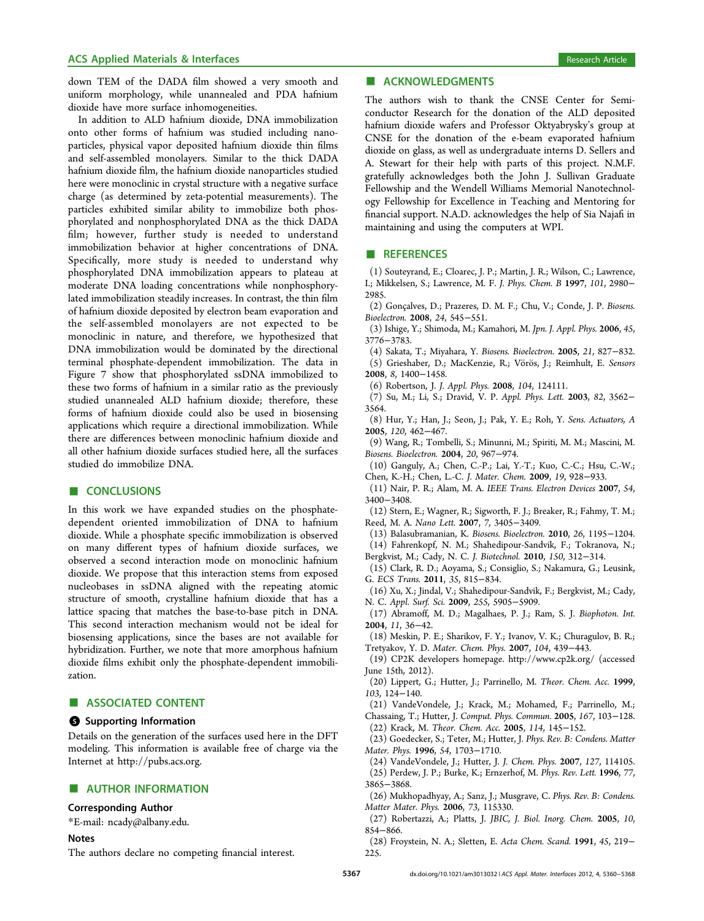down TEM of the DADA film showed a very smooth and uniform morphology, while unannealed and PDA hafnium dioxide have more surface inhomogeneities.

In addition to ALD hafnium dioxide, DNA immobilization onto other forms of hafnium was studied including nanoparticles, physical vapor deposited hafnium dioxide thin films and self-assembled monolayers. Similar to the thick DADA hafnium dioxide film, the hafnium dioxide nanoparticles studied here were monoclinic in crystal structure with a negative surface charge (as determined by zeta-potential measurements). The particles exhibited similar ability to immobilize both phosphorylated and nonphosphorylated DNA as the thick DADA film; however, further study is needed to understand immobilization behavior at higher concentrations of DNA. Specifically, more study is needed to understand why phosphorylated DNA immobilization appears to plateau at moderate DNA loading concentrations while nonphosphorylated immobilization steadily increases. In contrast, the thin film of hafnium dioxide deposited by electron beam evaporation and the self-assembled monolayers are not expected to be monoclinic in nature, and therefore, we hypothesized that DNA immobilization would be dominated by the directional terminal phosphate-dependent immobilization. The data in Figure 7 show that phosphorylated ssDNA immobilized to these two forms of hafnium in a similar ratio as the previously studied unannealed ALD hafnium dioxide; therefore, these forms of hafnium dioxide could also be used in biosensing applications which require a directional immobilization. While there are differences between monoclinic hafnium dioxide and all other hafnium dioxide surfaces studied here, all the surfaces studied do immobilize DNA.

## CONCLUSIONS

In this work we have expanded studies on the phosphate-dependent oriented immobilization of DNA to hafnium dioxide. While a phosphate specific immobilization is observed on many different types of hafnium dioxide surfaces, we observed a second interaction mode on monoclinic hafnium dioxide. We propose that this interaction stems from exposed nucleobases in ssDNA aligned with the repeating atomic structure of smooth, crystalline hafnium dioxide that has a lattice spacing that matches the base-to-base pitch in DNA. This second interaction mechanism would not be ideal for biosensing applications, since the bases are not available for hybridization. Further, we note that more amorphous hafnium dioxide films exhibit only the phosphate-dependent immobilization.

## ASSOCIATED CONTENT

### Supporting Information

Details on the generation of the surfaces used here in the DFT modeling. This information is available free of charge via the Internet at http://pubs.acs.org.

## AUTHOR INFORMATION

### Corresponding Author

*E-mail: ncady@albany.edu.

### Notes

The authors declare no competing financial interest.

## ACKNOWLEDGMENTS

The authors wish to thank the CNSE Center for Semiconductor Research for the donation of the ALD deposited hafnium dioxide wafers and Professor Oktyabrysky's group at CNSE for the donation of the e-beam evaporated hafnium dioxide on glass, as well as undergraduate interns D. Sellers and A. Stewart for their help with parts of this project. N.M.F. gratefully acknowledges both the John J. Sullivan Graduate Fellowship and the Wendell Williams Memorial Nanotechnology Fellowship for Excellence in Teaching and Mentoring for financial support. N.A.D. acknowledges the help of Sia Najafi in maintaining and using the computers at WPI.

## REFERENCES

(1) Souteyrand, E.; Cloarec, J. P.; Martin, J. R.; Wilson, C.; Lawrence, I.; Mikkelsen, S.; Lawrence, M. F. *J. Phys. Chem. B* **1997**, *101*, 2980–2985.

(2) Gonçalves, D.; Prazeres, D. M. F.; Chu, V.; Conde, J. P. *Biosens. Bioelectron.* **2008**, *24*, 545–551.

(3) Ishige, Y.; Shimoda, M.; Kamahori, M. *Jpn. J. Appl. Phys.* **2006**, *45*, 3776–3783.

(4) Sakata, T.; Miyahara, Y. *Biosens. Bioelectron.* **2005**, *21*, 827–832.

(5) Grieshaber, D.; MacKenzie, R.; Vörös, J.; Reimhult, E. *Sensors* **2008**, *8*, 1400–1458.

(6) Robertson, J. *J. Appl. Phys.* **2008**, *104*, 124111.

(7) Su, M.; Li, S.; Dravid, V. P. *Appl. Phys. Lett.* **2003**, *82*, 3562–3564.

(8) Hur, Y.; Han, J.; Seon, J.; Pak, Y. E.; Roh, Y. *Sens. Actuators, A* **2005**, *120*, 462–467.

(9) Wang, R.; Tombelli, S.; Minunni, M.; Spiriti, M. M.; Mascini, M. *Biosens. Bioelectron.* **2004**, *20*, 967–974.

(10) Ganguly, A.; Chen, C.-P.; Lai, Y.-T.; Kuo, C.-C.; Hsu, C.-W.; Chen, K.-H.; Chen, L.-C. *J. Mater. Chem.* **2009**, *19*, 928–933.

(11) Nair, P. R.; Alam, M. A. *IEEE Trans. Electron Devices* **2007**, *54*, 3400–3408.

(12) Stern, E.; Wagner, R.; Sigworth, F. J.; Breaker, R.; Fahmy, T. M.; Reed, M. A. *Nano Lett.* **2007**, *7*, 3405–3409.

(13) Balasubramanian, K. *Biosens. Bioelectron.* **2010**, *26*, 1195–1204.

(14) Fahrenkopf, N. M.; Shahedipour-Sandvik, F.; Tokranova, N.; Bergkvist, M.; Cady, N. C. *J. Biotechnol.* **2010**, *150*, 312–314.

(15) Clark, R. D.; Aoyama, S.; Consiglio, S.; Nakamura, G.; Leusink, G. *ECS Trans.* **2011**, *35*, 815–834.

(16) Xu, X.; Jindal, V.; Shahedipour-Sandvik, F.; Bergkvist, M.; Cady, N. C. *Appl. Surf. Sci.* **2009**, *255*, 5905–5909.

(17) Abramoff, M. D.; Magalhaes, P. J.; Ram, S. J. *Biophoton. Int.* **2004**, *11*, 36–42.

(18) Meskin, P. E.; Sharikov, F. Y.; Ivanov, V. K.; Churagulov, B. R.; Tretyakov, Y. D. *Mater. Chem. Phys.* **2007**, *104*, 439–443.

(19) CP2K developers homepage. http://www.cp2k.org/ (accessed June 15th, 2012).

(20) Lippert, G.; Hutter, J.; Parrinello, M. *Theor. Chem. Acc.* **1999**, *103*, 124–140.

(21) VandeVondele, J.; Krack, M.; Mohamed, F.; Parrinello, M.; Chassaing, T.; Hutter, J. *Comput. Phys. Commun.* **2005**, *167*, 103–128.

(22) Krack, M. *Theor. Chem. Acc.* **2005**, *114*, 145–152.

(23) Goedecker, S.; Teter, M.; Hutter, J. *Phys. Rev. B: Condens. Matter Mater. Phys.* **1996**, *54*, 1703–1710.

(24) VandeVondele, J.; Hutter, J. *J. Chem. Phys.* **2007**, *127*, 114105.

(25) Perdew, J. P.; Burke, K.; Ernzerhof, M. *Phys. Rev. Lett.* **1996**, *77*, 3865–3868.

(26) Mukhopadhyay, A.; Sanz, J.; Musgrave, C. *Phys. Rev. B: Condens. Matter Mater. Phys.* **2006**, *73*, 115330.

(27) Robertazzi, A.; Platts, J. *JBIC, J. Biol. Inorg. Chem.* **2005**, *10*, 854–866.

(28) Froystein, N. A.; Sletten, E. *Acta Chem. Scand.* **1991**, *45*, 219–225.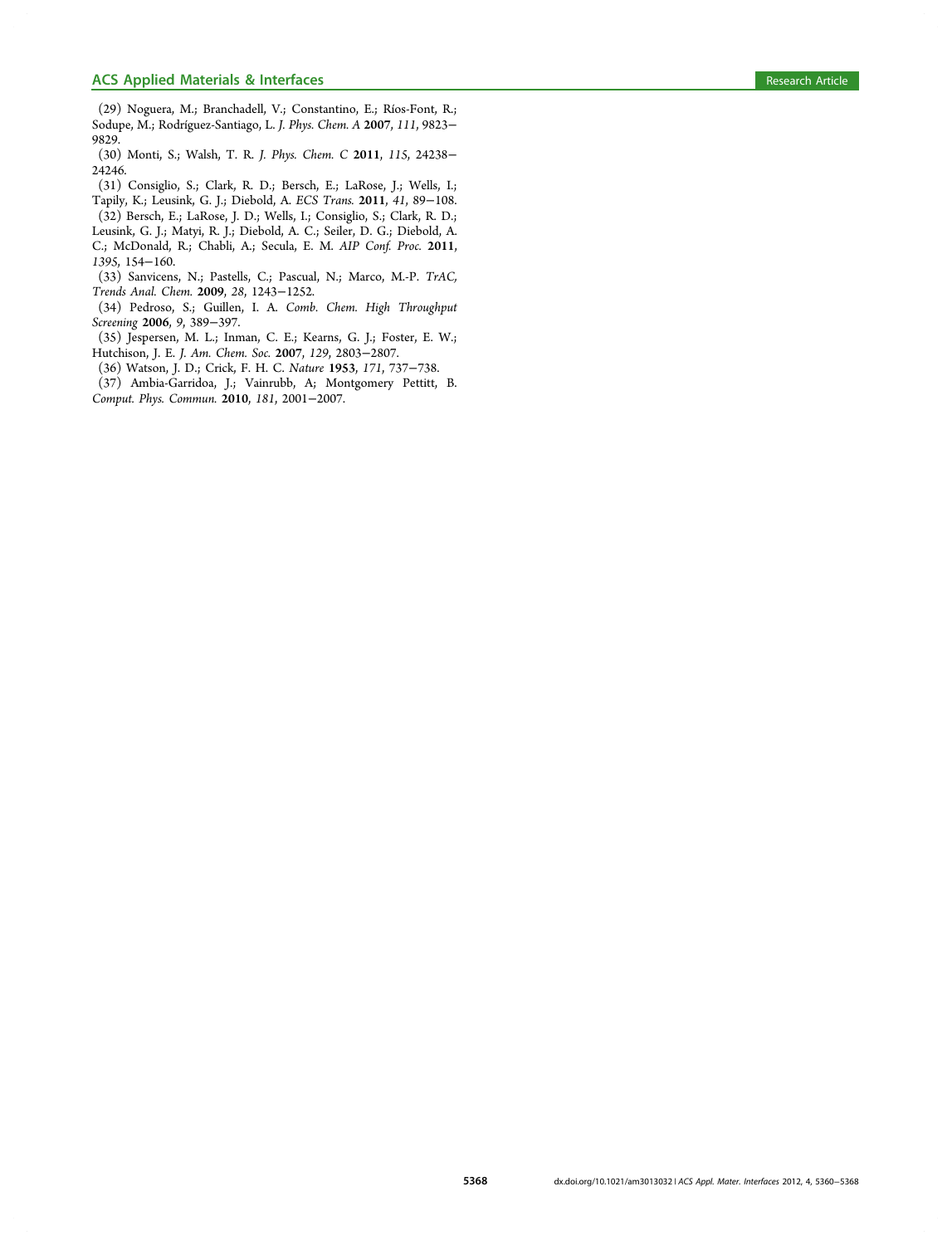(29) Noguera, M.; Branchadell, V.; Constantino, E.; Ríos-Font, R.; Sodupe, M.; Rodríguez-Santiago, L. *J. Phys. Chem. A* **2007**, *111*, 9823−9829.

(30) Monti, S.; Walsh, T. R. *J. Phys. Chem. C* **2011**, *115*, 24238−24246.

(31) Consiglio, S.; Clark, R. D.; Bersch, E.; LaRose, J.; Wells, I.; Tapily, K.; Leusink, G. J.; Diebold, A. *ECS Trans.* **2011**, *41*, 89−108.

(32) Bersch, E.; LaRose, J. D.; Wells, I.; Consiglio, S.; Clark, R. D.; Leusink, G. J.; Matyi, R. J.; Diebold, A. C.; Seiler, D. G.; Diebold, A. C.; McDonald, R.; Chabli, A.; Secula, E. M. *AIP Conf. Proc.* **2011**, *1395*, 154−160.

(33) Sanvicens, N.; Pastells, C.; Pascual, N.; Marco, M.-P. *TrAC, Trends Anal. Chem.* **2009**, *28*, 1243−1252.

(34) Pedroso, S.; Guillen, I. A. *Comb. Chem. High Throughput Screening* **2006**, *9*, 389−397.

(35) Jespersen, M. L.; Inman, C. E.; Kearns, G. J.; Foster, E. W.; Hutchison, J. E. *J. Am. Chem. Soc.* **2007**, *129*, 2803−2807.

(36) Watson, J. D.; Crick, F. H. C. *Nature* **1953**, *171*, 737−738.

(37) Ambia-Garridoa, J.; Vainrubb, A; Montgomery Pettitt, B. *Comput. Phys. Commun.* **2010**, *181*, 2001−2007.